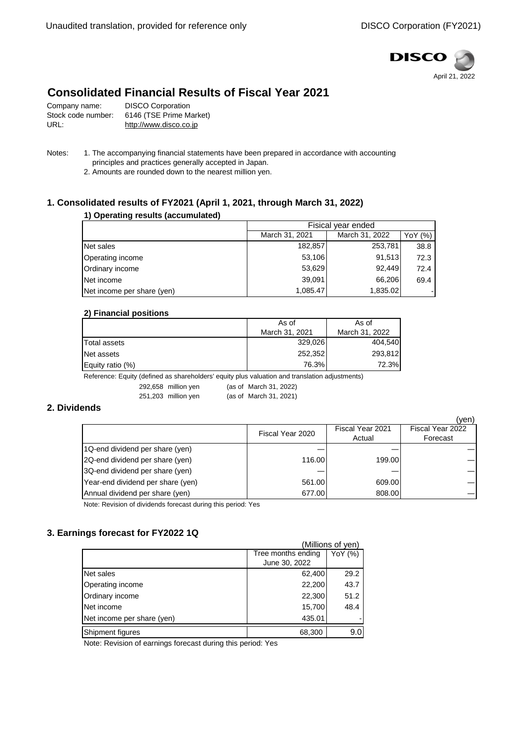April 21, 2022

# Consolidated Financial Results of Fiscal Year 2021

Company name: DISCO Corporation
Stock code number: 6146 (TSE Prime Market)
URL: http://www.disco.co.jp

Notes:
1. The accompanying financial statements have been prepared in accordance with accounting principles and practices generally accepted in Japan.
2. Amounts are rounded down to the nearest million yen.

## 1. Consolidated results of FY2021 (April 1, 2021, through March 31, 2022)

### 1) Operating results (accumulated)

| | Fisical year ended | | |
|---|---|---|---|
| | March 31, 2021 | March 31, 2022 | YoY (%) |
| Net sales | 182,857 | 253,781 | 38.8 |
| Operating income | 53,106 | 91,513 | 72.3 |
| Ordinary income | 53,629 | 92,449 | 72.4 |
| Net income | 39,091 | 66,206 | 69.4 |
| Net income per share (yen) | 1,085.47 | 1,835.02 | - |

### 2) Financial positions

| | As of March 31, 2021 | As of March 31, 2022 |
|---|---|---|
| Total assets | 329,026 | 404,540 |
| Net assets | 252,352 | 293,812 |
| Equity ratio (%) | 76.3% | 72.3% |

Reference: Equity (defined as shareholders' equity plus valuation and translation adjustments)
292,658 million yen (as of March 31, 2022)
251,203 million yen (as of March 31, 2021)

## 2. Dividends

(yen)

| | Fiscal Year 2020 | Fiscal Year 2021 Actual | Fiscal Year 2022 Forecast |
|---|---|---|---|
| 1Q-end dividend per share (yen) | — | — | — |
| 2Q-end dividend per share (yen) | 116.00 | 199.00 | — |
| 3Q-end dividend per share (yen) | — | — | — |
| Year-end dividend per share (yen) | 561.00 | 609.00 | — |
| Annual dividend per share (yen) | 677.00 | 808.00 | — |

Note: Revision of dividends forecast during this period: Yes

## 3. Earnings forecast for FY2022 1Q

(Millions of yen)

| | Tree months ending June 30, 2022 | YoY (%) |
|---|---|---|
| Net sales | 62,400 | 29.2 |
| Operating income | 22,200 | 43.7 |
| Ordinary income | 22,300 | 51.2 |
| Net income | 15,700 | 48.4 |
| Net income per share (yen) | 435.01 | - |
| Shipment figures | 68,300 | 9.0 |

Note: Revision of earnings forecast during this period: Yes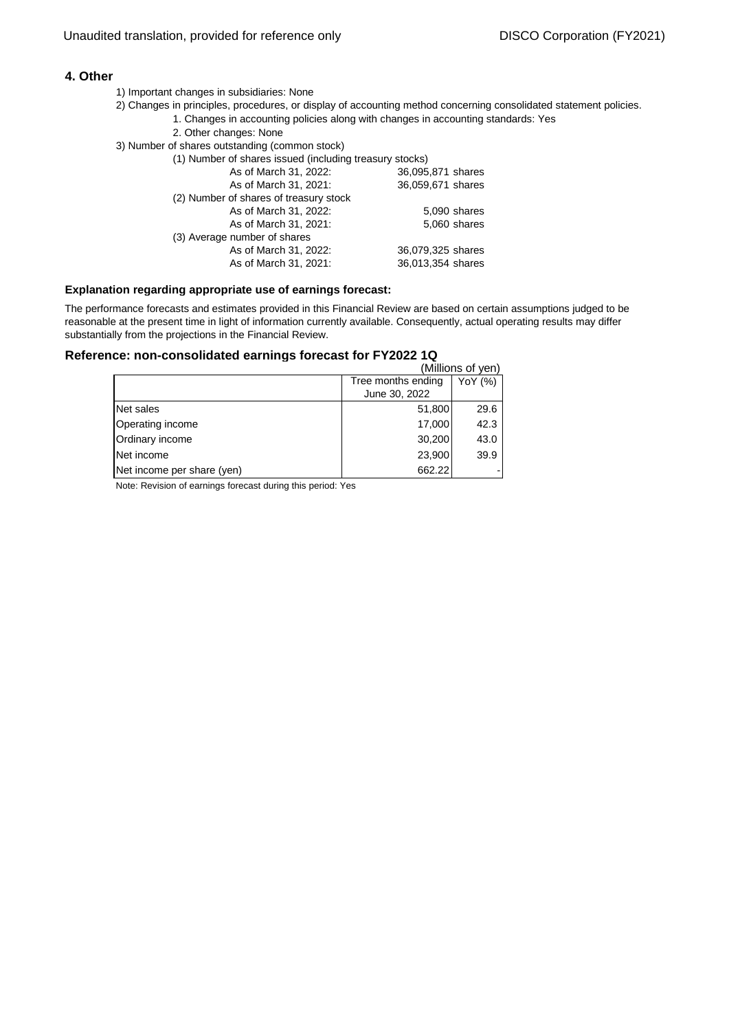## 4. Other

1) Important changes in subsidiaries: None

2) Changes in principles, procedures, or display of accounting method concerning consolidated statement policies.

   1. Changes in accounting policies along with changes in accounting standards: Yes
   2. Other changes: None

3) Number of shares outstanding (common stock)

   (1) Number of shares issued (including treasury stocks)

   | | |
   |---|---|
   | As of March 31, 2022: | 36,095,871 shares |
   | As of March 31, 2021: | 36,059,671 shares |

   (2) Number of shares of treasury stock

   | | |
   |---|---|
   | As of March 31, 2022: | 5,090 shares |
   | As of March 31, 2021: | 5,060 shares |

   (3) Average number of shares

   | | |
   |---|---|
   | As of March 31, 2022: | 36,079,325 shares |
   | As of March 31, 2021: | 36,013,354 shares |

**Explanation regarding appropriate use of earnings forecast:**

The performance forecasts and estimates provided in this Financial Review are based on certain assumptions judged to be reasonable at the present time in light of information currently available. Consequently, actual operating results may differ substantially from the projections in the Financial Review.

### Reference: non-consolidated earnings forecast for FY2022 1Q

(Millions of yen)

| | Tree months ending June 30, 2022 | YoY (%) |
|---|---|---|
| Net sales | 51,800 | 29.6 |
| Operating income | 17,000 | 42.3 |
| Ordinary income | 30,200 | 43.0 |
| Net income | 23,900 | 39.9 |
| Net income per share (yen) | 662.22 | - |

Note: Revision of earnings forecast during this period: Yes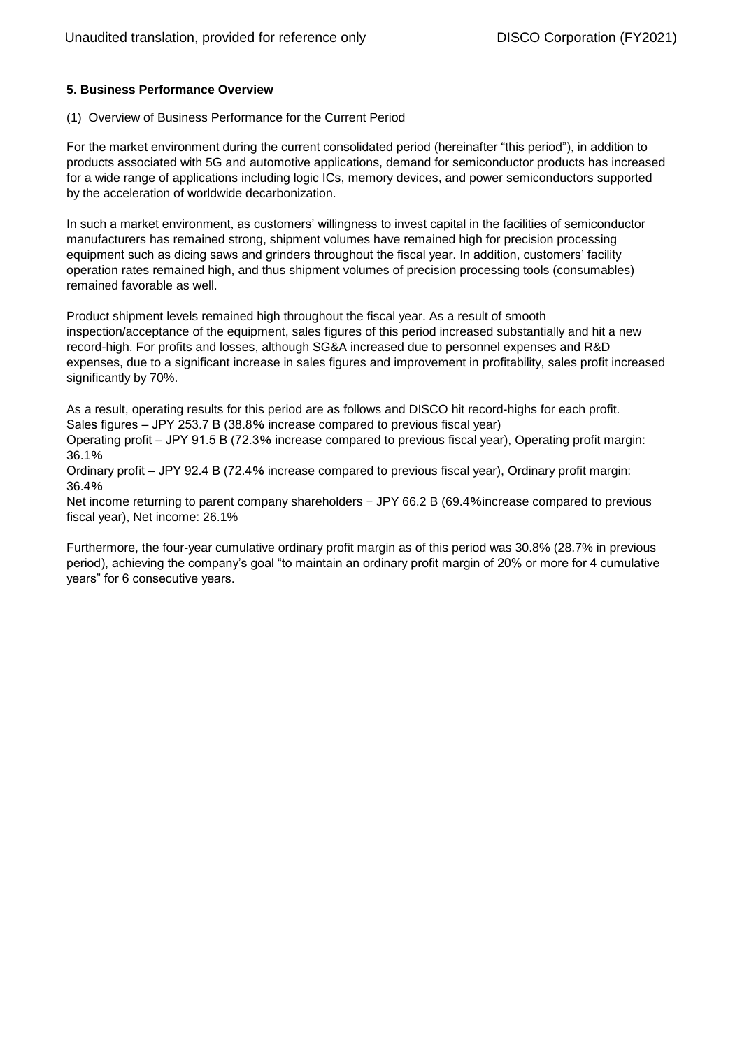### 5. Business Performance Overview

(1) Overview of Business Performance for the Current Period

For the market environment during the current consolidated period (hereinafter "this period"), in addition to products associated with 5G and automotive applications, demand for semiconductor products has increased for a wide range of applications including logic ICs, memory devices, and power semiconductors supported by the acceleration of worldwide decarbonization.

In such a market environment, as customers' willingness to invest capital in the facilities of semiconductor manufacturers has remained strong, shipment volumes have remained high for precision processing equipment such as dicing saws and grinders throughout the fiscal year. In addition, customers' facility operation rates remained high, and thus shipment volumes of precision processing tools (consumables) remained favorable as well.

Product shipment levels remained high throughout the fiscal year. As a result of smooth inspection/acceptance of the equipment, sales figures of this period increased substantially and hit a new record-high. For profits and losses, although SG&A increased due to personnel expenses and R&D expenses, due to a significant increase in sales figures and improvement in profitability, sales profit increased significantly by 70%.

As a result, operating results for this period are as follows and DISCO hit record-highs for each profit.
Sales figures – JPY 253.7 B (38.8% increase compared to previous fiscal year)
Operating profit – JPY 91.5 B (72.3% increase compared to previous fiscal year), Operating profit margin: 36.1%
Ordinary profit – JPY 92.4 B (72.4% increase compared to previous fiscal year), Ordinary profit margin: 36.4%
Net income returning to parent company shareholders − JPY 66.2 B (69.4%increase compared to previous fiscal year), Net income: 26.1%

Furthermore, the four-year cumulative ordinary profit margin as of this period was 30.8% (28.7% in previous period), achieving the company's goal "to maintain an ordinary profit margin of 20% or more for 4 cumulative years" for 6 consecutive years.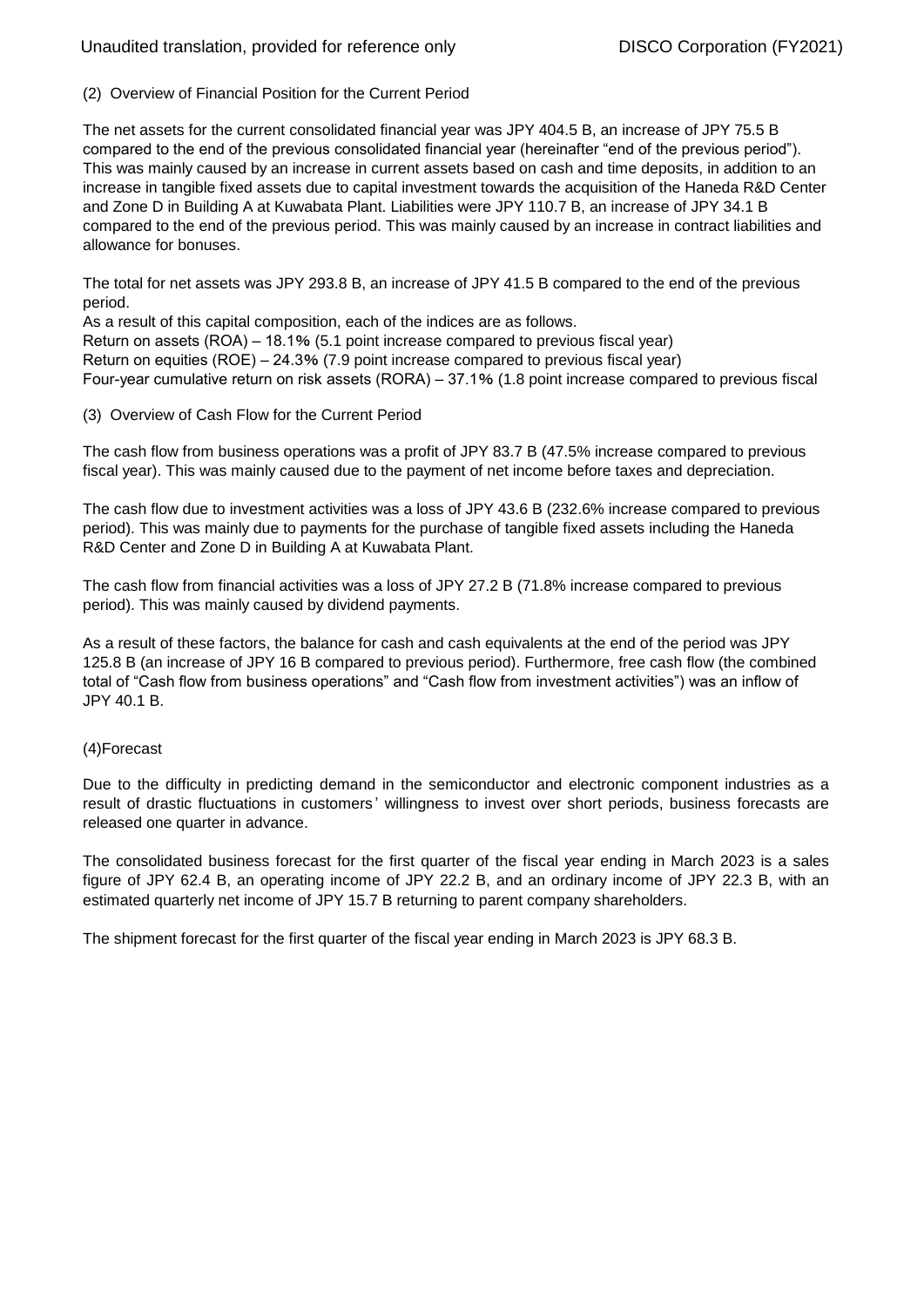### (2) Overview of Financial Position for the Current Period

The net assets for the current consolidated financial year was JPY 404.5 B, an increase of JPY 75.5 B compared to the end of the previous consolidated financial year (hereinafter "end of the previous period"). This was mainly caused by an increase in current assets based on cash and time deposits, in addition to an increase in tangible fixed assets due to capital investment towards the acquisition of the Haneda R&D Center and Zone D in Building A at Kuwabata Plant. Liabilities were JPY 110.7 B, an increase of JPY 34.1 B compared to the end of the previous period. This was mainly caused by an increase in contract liabilities and allowance for bonuses.

The total for net assets was JPY 293.8 B, an increase of JPY 41.5 B compared to the end of the previous period.

As a result of this capital composition, each of the indices are as follows.

Return on assets (ROA) – 18.1% (5.1 point increase compared to previous fiscal year)

Return on equities (ROE) – 24.3% (7.9 point increase compared to previous fiscal year)

Four-year cumulative return on risk assets (RORA) – 37.1% (1.8 point increase compared to previous fiscal

### (3) Overview of Cash Flow for the Current Period

The cash flow from business operations was a profit of JPY 83.7 B (47.5% increase compared to previous fiscal year). This was mainly caused due to the payment of net income before taxes and depreciation.

The cash flow due to investment activities was a loss of JPY 43.6 B (232.6% increase compared to previous period). This was mainly due to payments for the purchase of tangible fixed assets including the Haneda R&D Center and Zone D in Building A at Kuwabata Plant.

The cash flow from financial activities was a loss of JPY 27.2 B (71.8% increase compared to previous period). This was mainly caused by dividend payments.

As a result of these factors, the balance for cash and cash equivalents at the end of the period was JPY 125.8 B (an increase of JPY 16 B compared to previous period). Furthermore, free cash flow (the combined total of "Cash flow from business operations" and "Cash flow from investment activities") was an inflow of JPY 40.1 B.

### (4)Forecast

Due to the difficulty in predicting demand in the semiconductor and electronic component industries as a result of drastic fluctuations in customers' willingness to invest over short periods, business forecasts are released one quarter in advance.

The consolidated business forecast for the first quarter of the fiscal year ending in March 2023 is a sales figure of JPY 62.4 B, an operating income of JPY 22.2 B, and an ordinary income of JPY 22.3 B, with an estimated quarterly net income of JPY 15.7 B returning to parent company shareholders.

The shipment forecast for the first quarter of the fiscal year ending in March 2023 is JPY 68.3 B.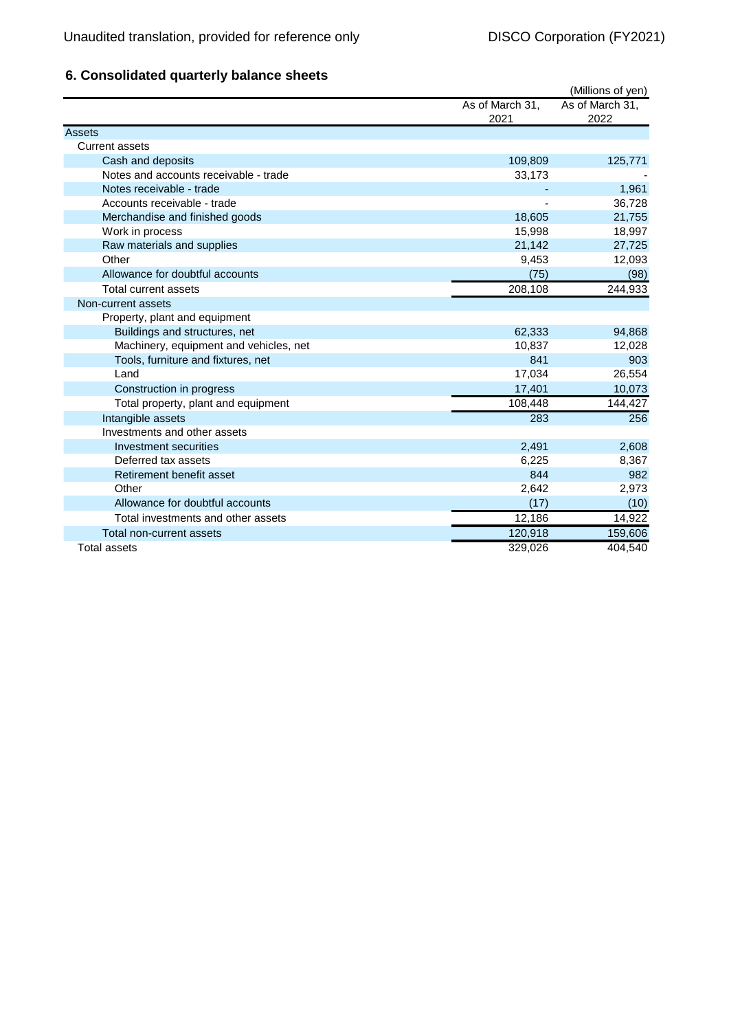## 6. Consolidated quarterly balance sheets

(Millions of yen)

| | As of March 31, 2021 | As of March 31, 2022 |
|---|---|---|
| Assets | | |
| Current assets | | |
| Cash and deposits | 109,809 | 125,771 |
| Notes and accounts receivable - trade | 33,173 | - |
| Notes receivable - trade | - | 1,961 |
| Accounts receivable - trade | - | 36,728 |
| Merchandise and finished goods | 18,605 | 21,755 |
| Work in process | 15,998 | 18,997 |
| Raw materials and supplies | 21,142 | 27,725 |
| Other | 9,453 | 12,093 |
| Allowance for doubtful accounts | (75) | (98) |
| Total current assets | 208,108 | 244,933 |
| Non-current assets | | |
| Property, plant and equipment | | |
| Buildings and structures, net | 62,333 | 94,868 |
| Machinery, equipment and vehicles, net | 10,837 | 12,028 |
| Tools, furniture and fixtures, net | 841 | 903 |
| Land | 17,034 | 26,554 |
| Construction in progress | 17,401 | 10,073 |
| Total property, plant and equipment | 108,448 | 144,427 |
| Intangible assets | 283 | 256 |
| Investments and other assets | | |
| Investment securities | 2,491 | 2,608 |
| Deferred tax assets | 6,225 | 8,367 |
| Retirement benefit asset | 844 | 982 |
| Other | 2,642 | 2,973 |
| Allowance for doubtful accounts | (17) | (10) |
| Total investments and other assets | 12,186 | 14,922 |
| Total non-current assets | 120,918 | 159,606 |
| Total assets | 329,026 | 404,540 |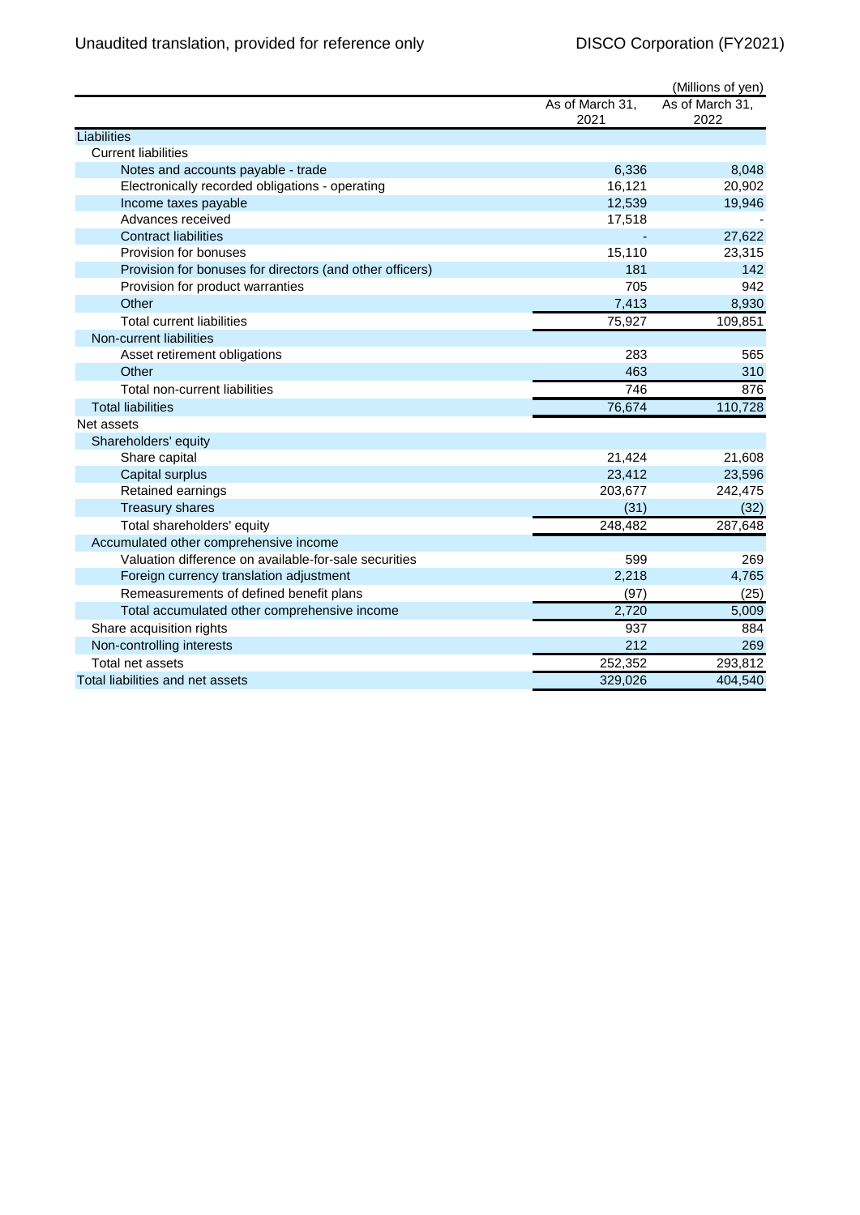(Millions of yen)

| | As of March 31, 2021 | As of March 31, 2022 |
|---|---|---|
| Liabilities | | |
| Current liabilities | | |
| Notes and accounts payable - trade | 6,336 | 8,048 |
| Electronically recorded obligations - operating | 16,121 | 20,902 |
| Income taxes payable | 12,539 | 19,946 |
| Advances received | 17,518 | - |
| Contract liabilities | - | 27,622 |
| Provision for bonuses | 15,110 | 23,315 |
| Provision for bonuses for directors (and other officers) | 181 | 142 |
| Provision for product warranties | 705 | 942 |
| Other | 7,413 | 8,930 |
| Total current liabilities | 75,927 | 109,851 |
| Non-current liabilities | | |
| Asset retirement obligations | 283 | 565 |
| Other | 463 | 310 |
| Total non-current liabilities | 746 | 876 |
| Total liabilities | 76,674 | 110,728 |
| Net assets | | |
| Shareholders' equity | | |
| Share capital | 21,424 | 21,608 |
| Capital surplus | 23,412 | 23,596 |
| Retained earnings | 203,677 | 242,475 |
| Treasury shares | (31) | (32) |
| Total shareholders' equity | 248,482 | 287,648 |
| Accumulated other comprehensive income | | |
| Valuation difference on available-for-sale securities | 599 | 269 |
| Foreign currency translation adjustment | 2,218 | 4,765 |
| Remeasurements of defined benefit plans | (97) | (25) |
| Total accumulated other comprehensive income | 2,720 | 5,009 |
| Share acquisition rights | 937 | 884 |
| Non-controlling interests | 212 | 269 |
| Total net assets | 252,352 | 293,812 |
| Total liabilities and net assets | 329,026 | 404,540 |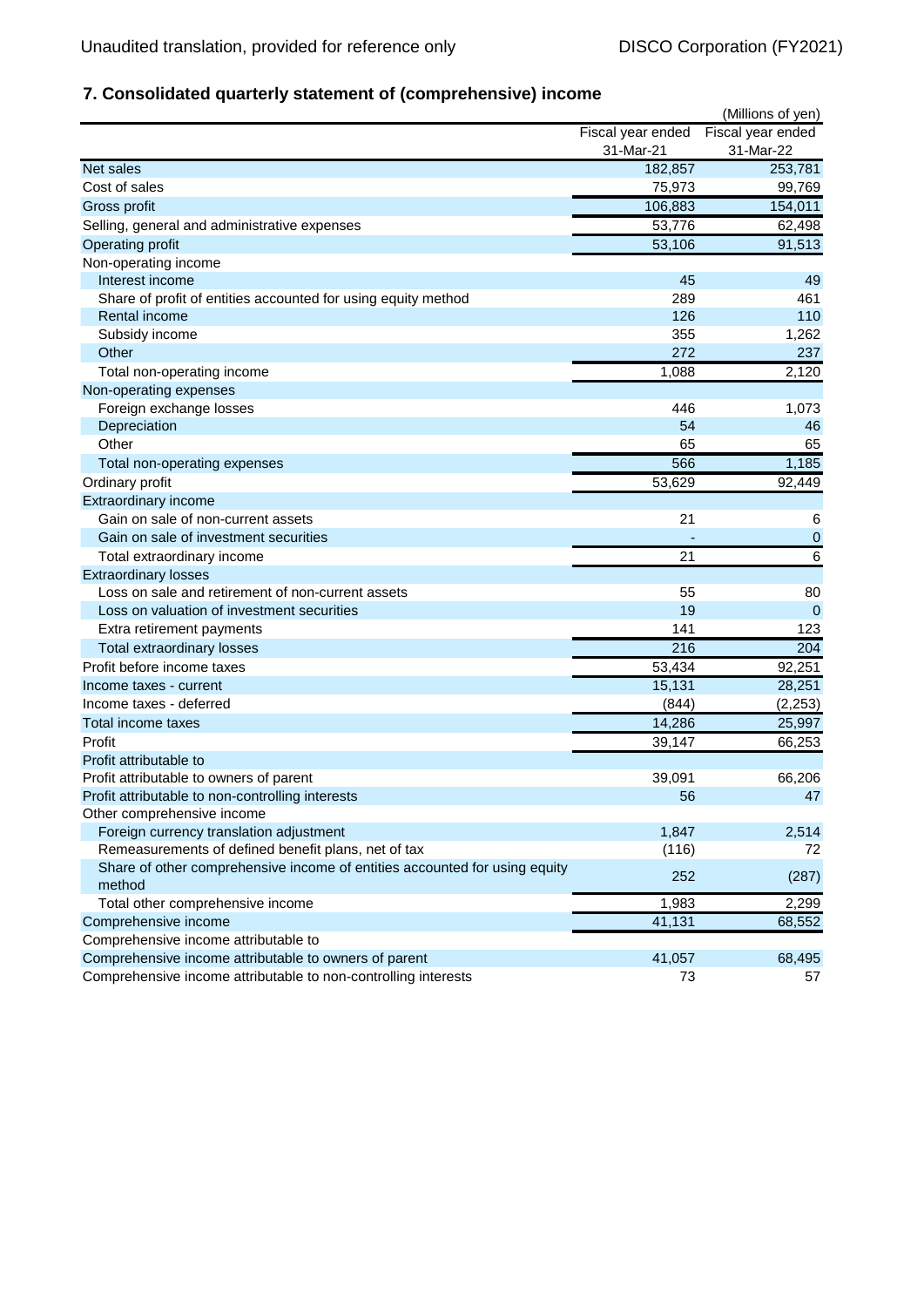## 7. Consolidated quarterly statement of (comprehensive) income

(Millions of yen)

| | Fiscal year ended 31-Mar-21 | Fiscal year ended 31-Mar-22 |
|---|---|---|
| Net sales | 182,857 | 253,781 |
| Cost of sales | 75,973 | 99,769 |
| Gross profit | 106,883 | 154,011 |
| Selling, general and administrative expenses | 53,776 | 62,498 |
| Operating profit | 53,106 | 91,513 |
| Non-operating income | | |
| Interest income | 45 | 49 |
| Share of profit of entities accounted for using equity method | 289 | 461 |
| Rental income | 126 | 110 |
| Subsidy income | 355 | 1,262 |
| Other | 272 | 237 |
| Total non-operating income | 1,088 | 2,120 |
| Non-operating expenses | | |
| Foreign exchange losses | 446 | 1,073 |
| Depreciation | 54 | 46 |
| Other | 65 | 65 |
| Total non-operating expenses | 566 | 1,185 |
| Ordinary profit | 53,629 | 92,449 |
| Extraordinary income | | |
| Gain on sale of non-current assets | 21 | 6 |
| Gain on sale of investment securities | - | 0 |
| Total extraordinary income | 21 | 6 |
| Extraordinary losses | | |
| Loss on sale and retirement of non-current assets | 55 | 80 |
| Loss on valuation of investment securities | 19 | 0 |
| Extra retirement payments | 141 | 123 |
| Total extraordinary losses | 216 | 204 |
| Profit before income taxes | 53,434 | 92,251 |
| Income taxes - current | 15,131 | 28,251 |
| Income taxes - deferred | (844) | (2,253) |
| Total income taxes | 14,286 | 25,997 |
| Profit | 39,147 | 66,253 |
| Profit attributable to | | |
| Profit attributable to owners of parent | 39,091 | 66,206 |
| Profit attributable to non-controlling interests | 56 | 47 |
| Other comprehensive income | | |
| Foreign currency translation adjustment | 1,847 | 2,514 |
| Remeasurements of defined benefit plans, net of tax | (116) | 72 |
| Share of other comprehensive income of entities accounted for using equity method | 252 | (287) |
| Total other comprehensive income | 1,983 | 2,299 |
| Comprehensive income | 41,131 | 68,552 |
| Comprehensive income attributable to | | |
| Comprehensive income attributable to owners of parent | 41,057 | 68,495 |
| Comprehensive income attributable to non-controlling interests | 73 | 57 |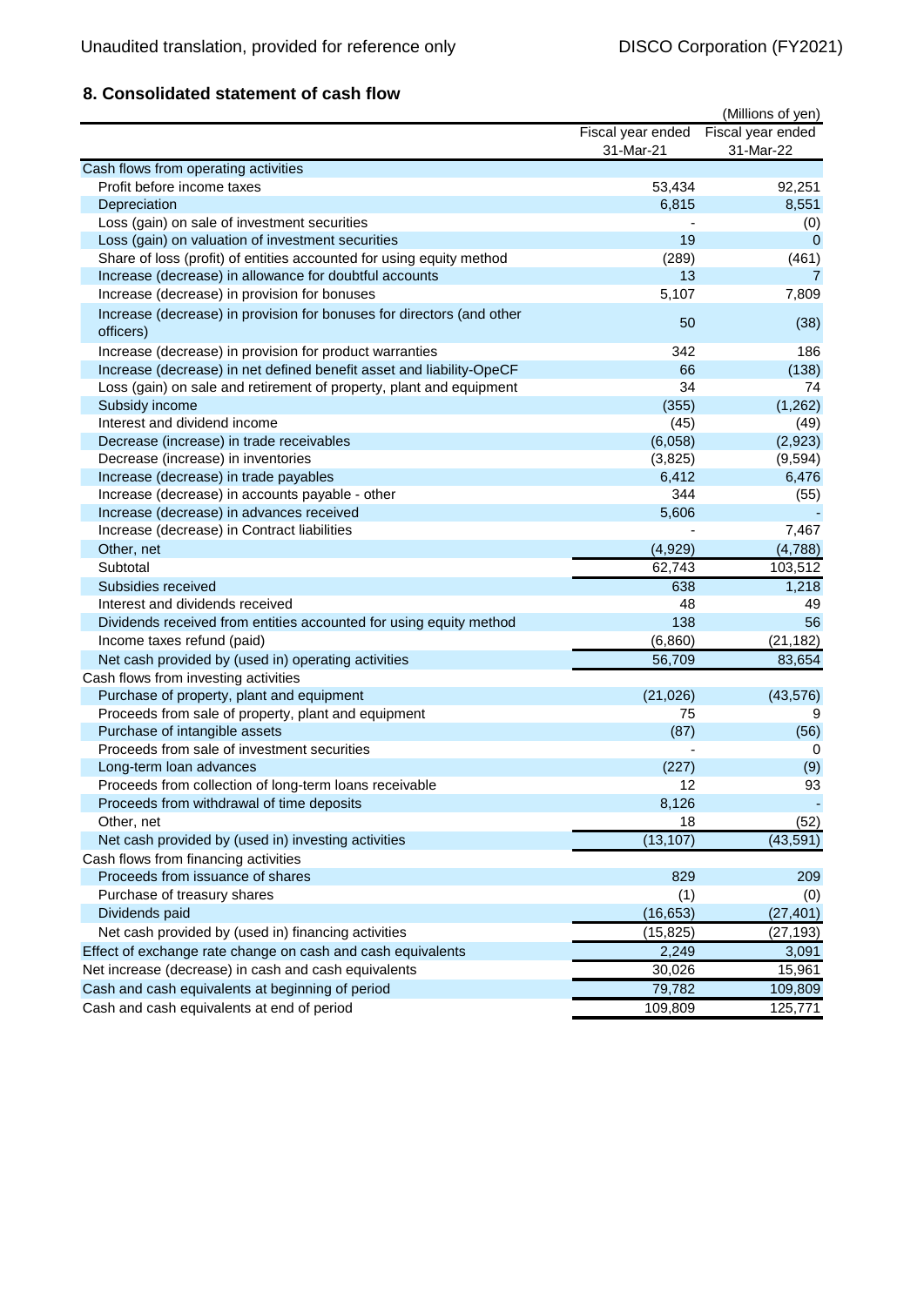## 8. Consolidated statement of cash flow

(Millions of yen)

| | Fiscal year ended 31-Mar-21 | Fiscal year ended 31-Mar-22 |
|---|---|---|
| Cash flows from operating activities | | |
| Profit before income taxes | 53,434 | 92,251 |
| Depreciation | 6,815 | 8,551 |
| Loss (gain) on sale of investment securities | - | (0) |
| Loss (gain) on valuation of investment securities | 19 | 0 |
| Share of loss (profit) of entities accounted for using equity method | (289) | (461) |
| Increase (decrease) in allowance for doubtful accounts | 13 | 7 |
| Increase (decrease) in provision for bonuses | 5,107 | 7,809 |
| Increase (decrease) in provision for bonuses for directors (and other officers) | 50 | (38) |
| Increase (decrease) in provision for product warranties | 342 | 186 |
| Increase (decrease) in net defined benefit asset and liability-OpeCF | 66 | (138) |
| Loss (gain) on sale and retirement of property, plant and equipment | 34 | 74 |
| Subsidy income | (355) | (1,262) |
| Interest and dividend income | (45) | (49) |
| Decrease (increase) in trade receivables | (6,058) | (2,923) |
| Decrease (increase) in inventories | (3,825) | (9,594) |
| Increase (decrease) in trade payables | 6,412 | 6,476 |
| Increase (decrease) in accounts payable - other | 344 | (55) |
| Increase (decrease) in advances received | 5,606 | - |
| Increase (decrease) in Contract liabilities | - | 7,467 |
| Other, net | (4,929) | (4,788) |
| Subtotal | 62,743 | 103,512 |
| Subsidies received | 638 | 1,218 |
| Interest and dividends received | 48 | 49 |
| Dividends received from entities accounted for using equity method | 138 | 56 |
| Income taxes refund (paid) | (6,860) | (21,182) |
| Net cash provided by (used in) operating activities | 56,709 | 83,654 |
| Cash flows from investing activities | | |
| Purchase of property, plant and equipment | (21,026) | (43,576) |
| Proceeds from sale of property, plant and equipment | 75 | 9 |
| Purchase of intangible assets | (87) | (56) |
| Proceeds from sale of investment securities | - | 0 |
| Long-term loan advances | (227) | (9) |
| Proceeds from collection of long-term loans receivable | 12 | 93 |
| Proceeds from withdrawal of time deposits | 8,126 | - |
| Other, net | 18 | (52) |
| Net cash provided by (used in) investing activities | (13,107) | (43,591) |
| Cash flows from financing activities | | |
| Proceeds from issuance of shares | 829 | 209 |
| Purchase of treasury shares | (1) | (0) |
| Dividends paid | (16,653) | (27,401) |
| Net cash provided by (used in) financing activities | (15,825) | (27,193) |
| Effect of exchange rate change on cash and cash equivalents | 2,249 | 3,091 |
| Net increase (decrease) in cash and cash equivalents | 30,026 | 15,961 |
| Cash and cash equivalents at beginning of period | 79,782 | 109,809 |
| Cash and cash equivalents at end of period | 109,809 | 125,771 |